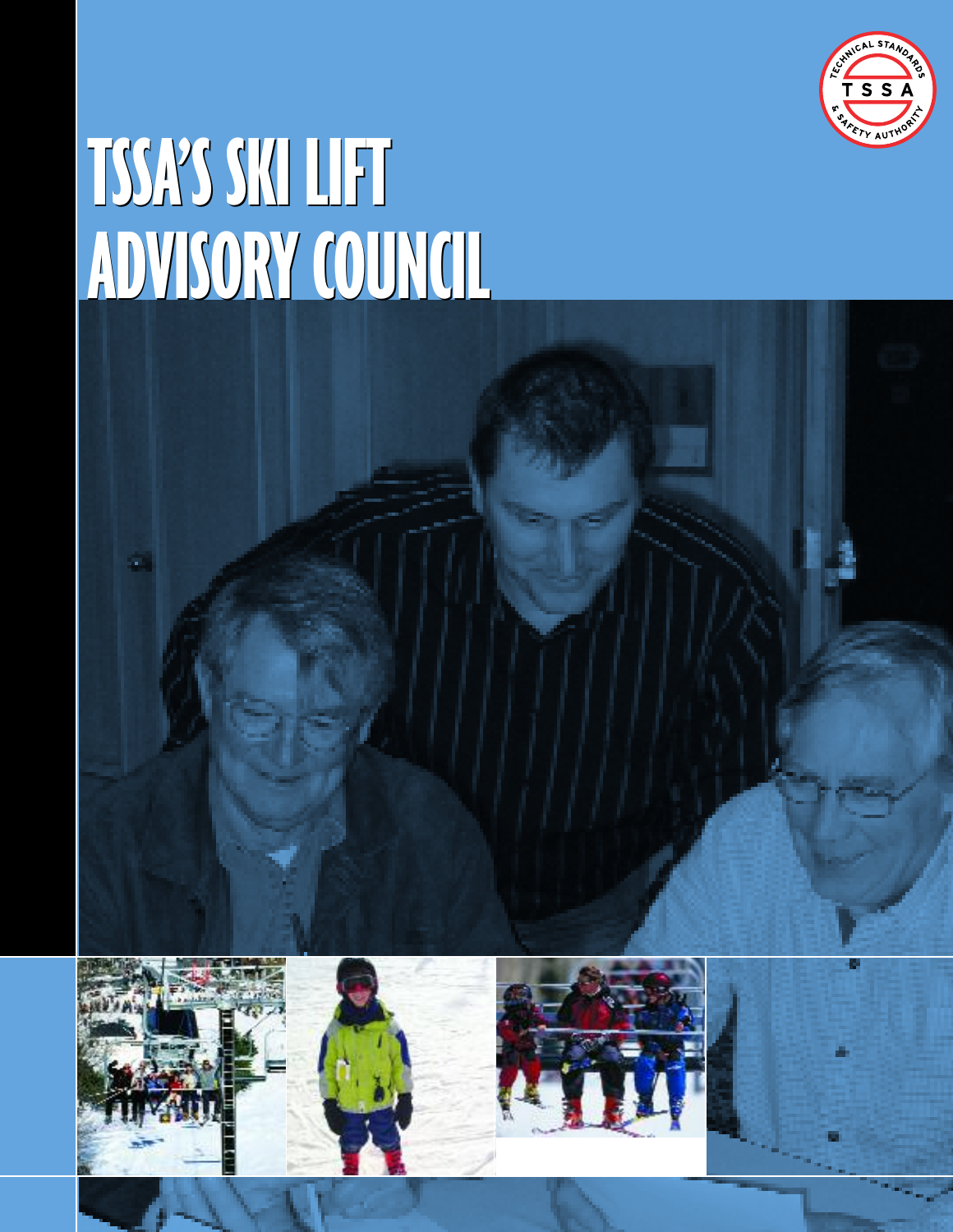# TSSA'S SKI LIFT ADVISORY COUNCIL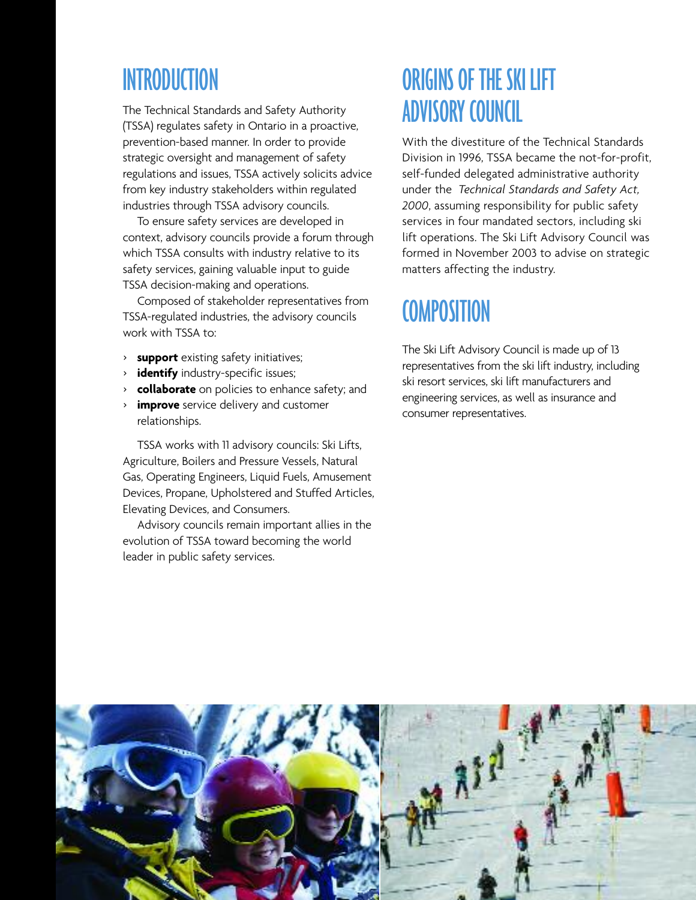# INTRODUCTION

The Technical Standards and Safety Authority (TSSA) regulates safety in Ontario in a proactive, prevention-based manner. In order to provide strategic oversight and management of safety regulations and issues, TSSA actively solicits advice from key industry stakeholders within regulated industries through TSSA advisory councils.

To ensure safety services are developed in context, advisory councils provide a forum through which TSSA consults with industry relative to its safety services, gaining valuable input to guide TSSA decision-making and operations.

Composed of stakeholder representatives from TSSA-regulated industries, the advisory councils work with TSSA to:

- **support** existing safety initiatives;
- **identify** industry-specific issues;
- **collaborate** on policies to enhance safety; and
- **improve** service delivery and customer relationships.

TSSA works with 11 advisory councils: Ski Lifts, Agriculture, Boilers and Pressure Vessels, Natural Gas, Operating Engineers, Liquid Fuels, Amusement Devices, Propane, Upholstered and Stuffed Articles, Elevating Devices, and Consumers.

Advisory councils remain important allies in the evolution of TSSA toward becoming the world leader in public safety services.

# ORIGINS OF THE SKI LIFT ADVISORY COUNCIL

With the divestiture of the Technical Standards Division in 1996, TSSA became the not-for-profit, self-funded delegated administrative authority under the *Technical Standards and Safety Act, 2000*, assuming responsibility for public safety services in four mandated sectors, including ski lift operations. The Ski Lift Advisory Council was formed in November 2003 to advise on strategic matters affecting the industry.

# COMPOSITION

The Ski Lift Advisory Council is made up of 13 representatives from the ski lift industry, including ski resort services, ski lift manufacturers and engineering services, as well as insurance and consumer representatives.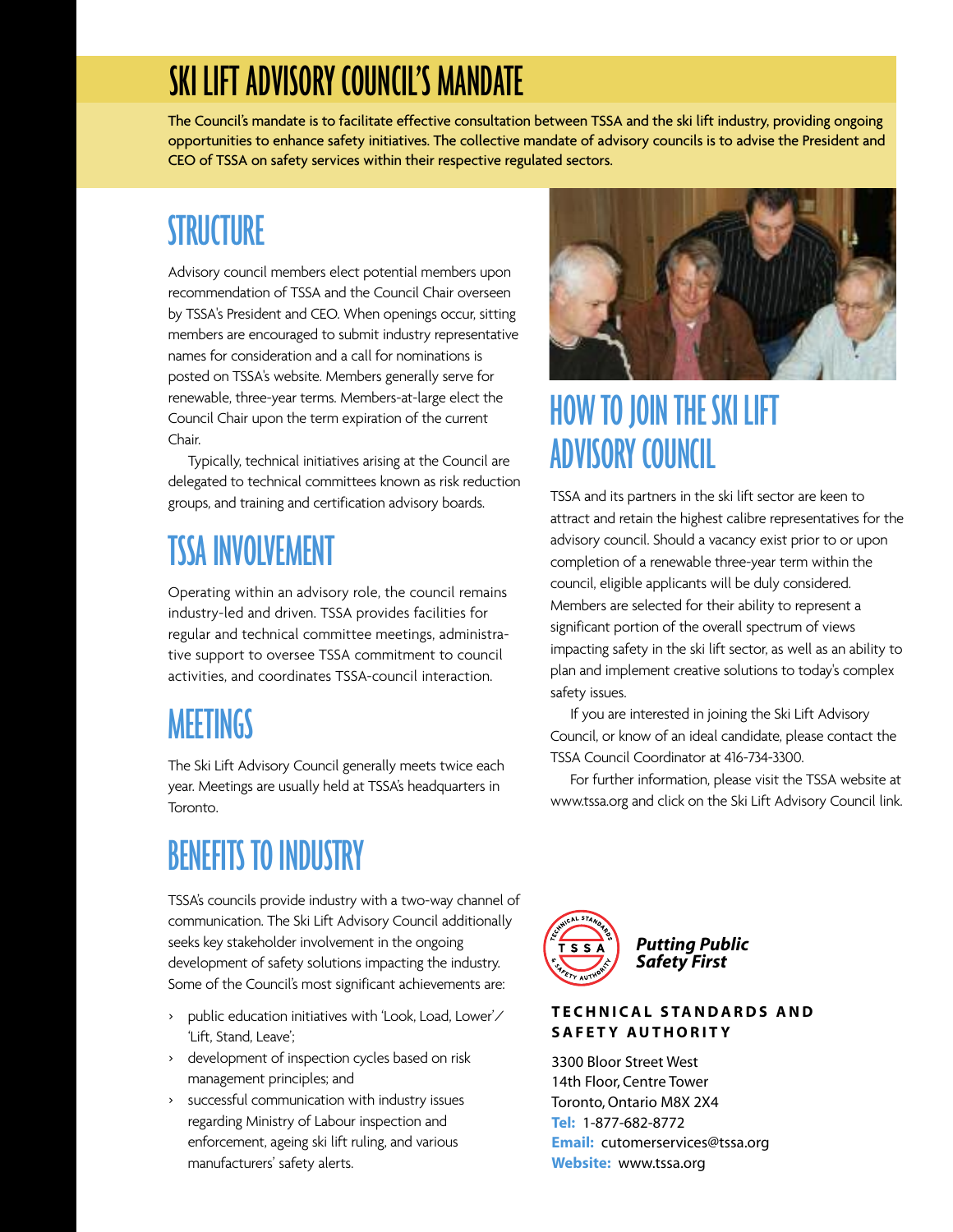# SKI LIFT ADVISORY COUNCIL'S MANDATE

The Council's mandate is to facilitate effective consultation between TSSA and the ski lift industry, providing ongoing opportunities to enhance safety initiatives. The collective mandate of advisory councils is to advise the President and CEO of TSSA on safety services within their respective regulated sectors.

## STRUCTURE

Advisory council members elect potential members upon recommendation of TSSA and the Council Chair overseen by TSSA's President and CEO. When openings occur, sitting members are encouraged to submit industry representative names for consideration and a call for nominations is posted on TSSA's website. Members generally serve for renewable, three-year terms. Members-at-large elect the Council Chair upon the term expiration of the current Chair.

Typically, technical initiatives arising at the Council are delegated to technical committees known as risk reduction groups, and training and certification advisory boards.

## TSSA INVOLVEMENT

Operating within an advisory role, the council remains industry-led and driven. TSSA provides facilities for regular and technical committee meetings, administrative support to oversee TSSA commitment to council activities, and coordinates TSSA-council interaction.

## MEETINGS

The Ski Lift Advisory Council generally meets twice each year. Meetings are usually held at TSSA's headquarters in Toronto.

## BENEFITS TO INDUSTRY

TSSA's councils provide industry with a two-way channel of communication. The Ski Lift Advisory Council additionally seeks key stakeholder involvement in the ongoing development of safety solutions impacting the industry. Some of the Council's most significant achievements are:

- public education initiatives with 'Look, Load, Lower'/'Lift, Stand, Leave';
- development of inspection cycles based on risk management principles; and
- successful communication with industry issues regarding Ministry of Labour inspection and enforcement, ageing ski lift ruling, and various manufacturers' safety alerts.

## HOW TO JOIN THE SKI LIFT ADVISORY COUNCIL

TSSA and its partners in the ski lift sector are keen to attract and retain the highest calibre representatives for the advisory council. Should a vacancy exist prior to or upon completion of a renewable three-year term within the council, eligible applicants will be duly considered. Members are selected for their ability to represent a significant portion of the overall spectrum of views impacting safety in the ski lift sector, as well as an ability to plan and implement creative solutions to today's complex safety issues.

If you are interested in joining the Ski Lift Advisory Council, or know of an ideal candidate, please contact the TSSA Council Coordinator at 416-734-3300.

For further information, please visit the TSSA website at www.tssa.org and click on the Ski Lift Advisory Council link.

***Putting Public Safety First***

**TECHNICAL STANDARDS AND SAFETY AUTHORITY**

3300 Bloor Street West
14th Floor, Centre Tower
Toronto, Ontario M8X 2X4
**Tel:** 1-877-682-8772
**Email:** cutomerservices@tssa.org
**Website:** www.tssa.org